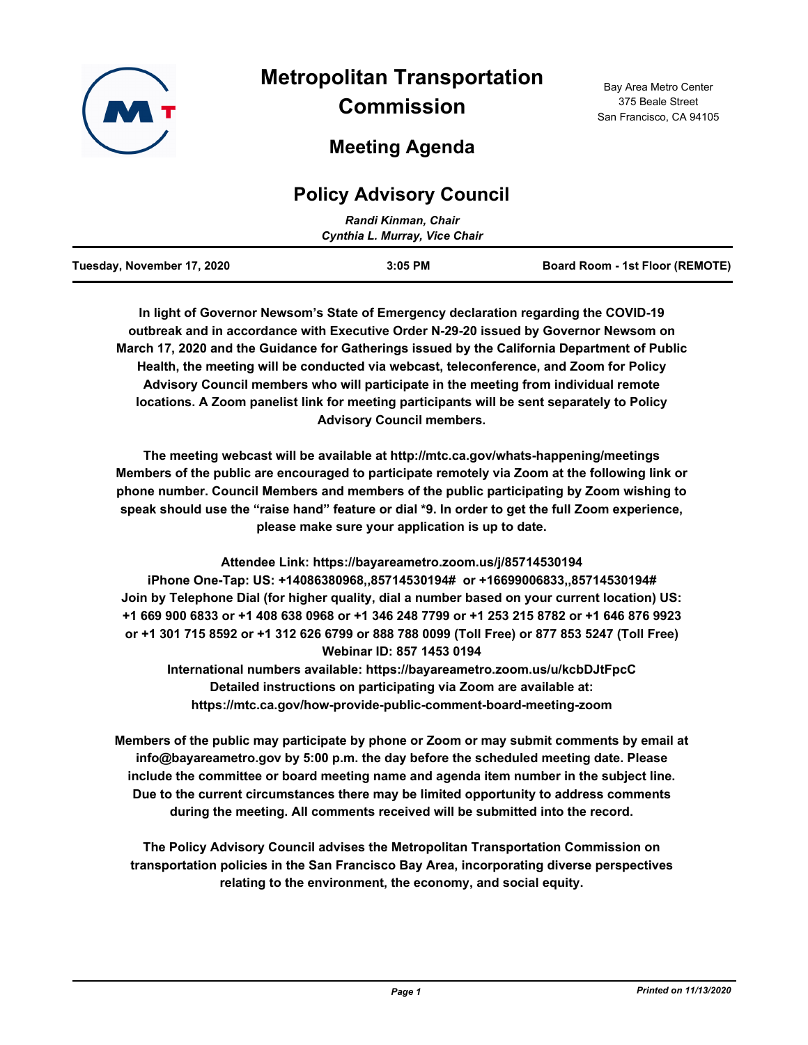# Metropolitan Transportation Commission

Bay Area Metro Center
375 Beale Street
San Francisco, CA 94105

## Meeting Agenda

## Policy Advisory Council

*Randi Kinman, Chair*
*Cynthia L. Murray, Vice Chair*

**Tuesday, November 17, 2020** | **3:05 PM** | **Board Room - 1st Floor (REMOTE)**

**In light of Governor Newsom's State of Emergency declaration regarding the COVID-19 outbreak and in accordance with Executive Order N-29-20 issued by Governor Newsom on March 17, 2020 and the Guidance for Gatherings issued by the California Department of Public Health, the meeting will be conducted via webcast, teleconference, and Zoom for Policy Advisory Council members who will participate in the meeting from individual remote locations. A Zoom panelist link for meeting participants will be sent separately to Policy Advisory Council members.**

**The meeting webcast will be available at http://mtc.ca.gov/whats-happening/meetings Members of the public are encouraged to participate remotely via Zoom at the following link or phone number. Council Members and members of the public participating by Zoom wishing to speak should use the "raise hand" feature or dial *9. In order to get the full Zoom experience, please make sure your application is up to date.**

**Attendee Link: https://bayareametro.zoom.us/j/85714530194**
**iPhone One-Tap: US: +14086380968,,85714530194# or +16699006833,,85714530194#**
**Join by Telephone Dial (for higher quality, dial a number based on your current location) US: +1 669 900 6833 or +1 408 638 0968 or +1 346 248 7799 or +1 253 215 8782 or +1 646 876 9923 or +1 301 715 8592 or +1 312 626 6799 or 888 788 0099 (Toll Free) or 877 853 5247 (Toll Free)**
**Webinar ID: 857 1453 0194**
**International numbers available: https://bayareametro.zoom.us/u/kcbDJtFpcC**
**Detailed instructions on participating via Zoom are available at: https://mtc.ca.gov/how-provide-public-comment-board-meeting-zoom**

**Members of the public may participate by phone or Zoom or may submit comments by email at info@bayareametro.gov by 5:00 p.m. the day before the scheduled meeting date. Please include the committee or board meeting name and agenda item number in the subject line. Due to the current circumstances there may be limited opportunity to address comments during the meeting. All comments received will be submitted into the record.**

**The Policy Advisory Council advises the Metropolitan Transportation Commission on transportation policies in the San Francisco Bay Area, incorporating diverse perspectives relating to the environment, the economy, and social equity.**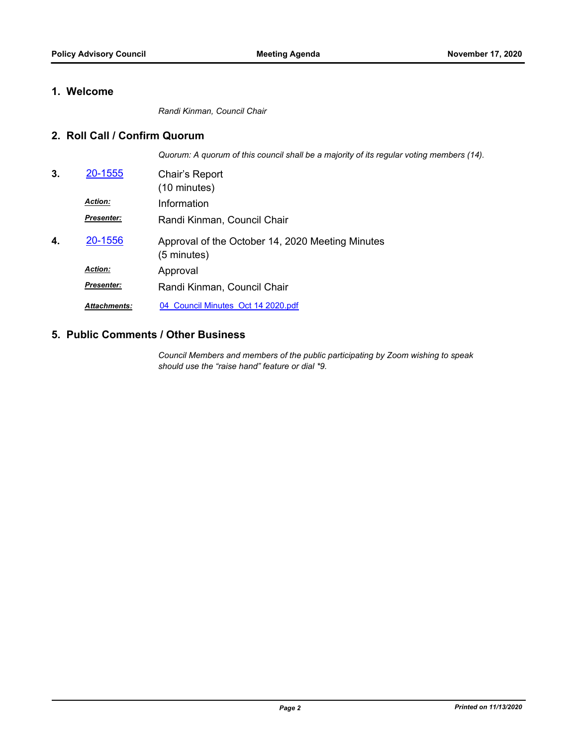## 1. Welcome

*Randi Kinman, Council Chair*

## 2. Roll Call / Confirm Quorum

*Quorum: A quorum of this council shall be a majority of its regular voting members (14).*

**3.** [20-1555] Chair's Report
(10 minutes)

***Action:*** Information

***Presenter:*** Randi Kinman, Council Chair

**4.** [20-1556] Approval of the October 14, 2020 Meeting Minutes
(5 minutes)

***Action:*** Approval

***Presenter:*** Randi Kinman, Council Chair

***Attachments:*** 04_Council Minutes_Oct 14 2020.pdf

## 5. Public Comments / Other Business

*Council Members and members of the public participating by Zoom wishing to speak should use the "raise hand" feature or dial *9.*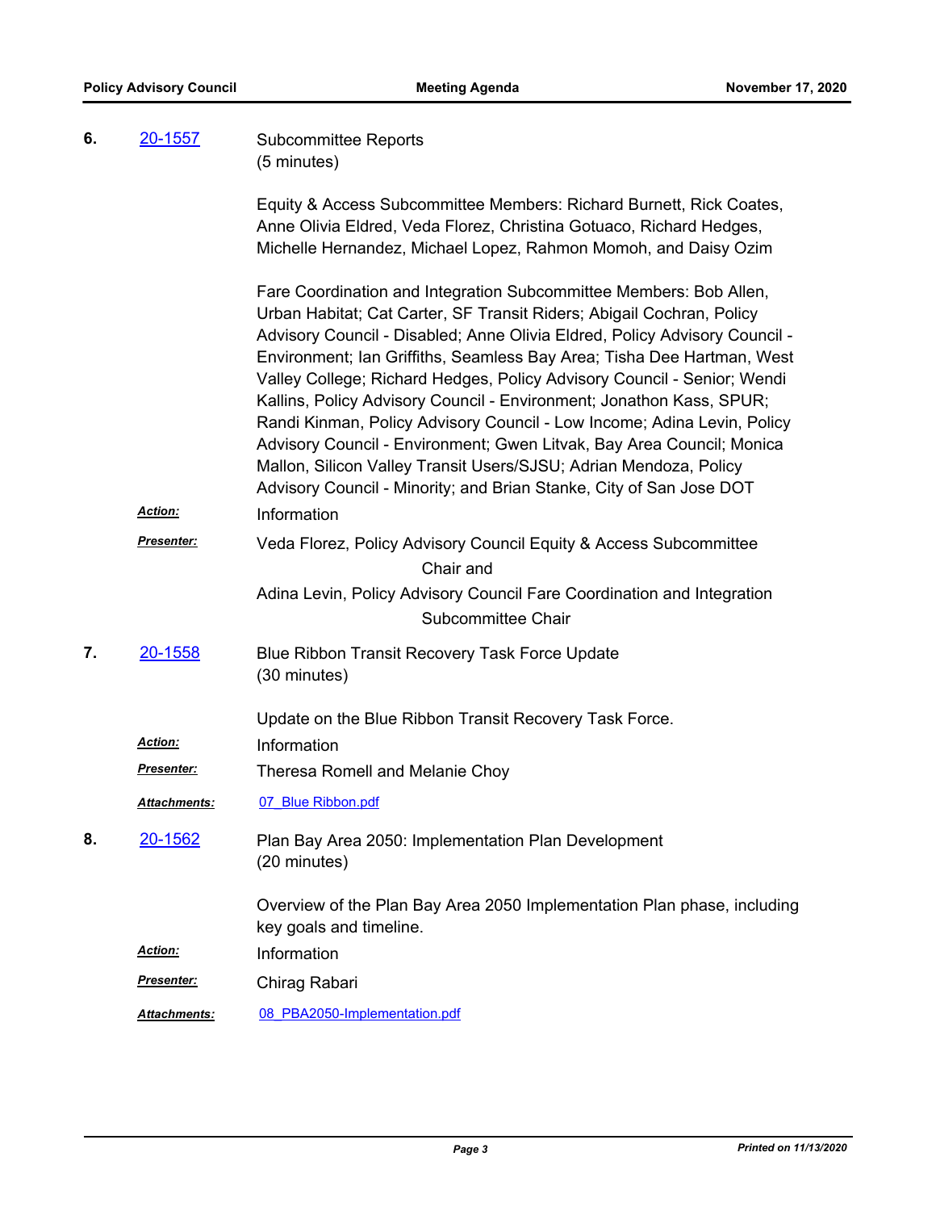**6.** [20-1557](20-1557)

Subcommittee Reports
(5 minutes)

Equity & Access Subcommittee Members: Richard Burnett, Rick Coates, Anne Olivia Eldred, Veda Florez, Christina Gotuaco, Richard Hedges, Michelle Hernandez, Michael Lopez, Rahmon Momoh, and Daisy Ozim

Fare Coordination and Integration Subcommittee Members: Bob Allen, Urban Habitat; Cat Carter, SF Transit Riders; Abigail Cochran, Policy Advisory Council - Disabled; Anne Olivia Eldred, Policy Advisory Council - Environment; Ian Griffiths, Seamless Bay Area; Tisha Dee Hartman, West Valley College; Richard Hedges, Policy Advisory Council - Senior; Wendi Kallins, Policy Advisory Council - Environment; Jonathon Kass, SPUR; Randi Kinman, Policy Advisory Council - Low Income; Adina Levin, Policy Advisory Council - Environment; Gwen Litvak, Bay Area Council; Monica Mallon, Silicon Valley Transit Users/SJSU; Adrian Mendoza, Policy Advisory Council - Minority; and Brian Stanke, City of San Jose DOT

***Action:*** Information

***Presenter:*** Veda Florez, Policy Advisory Council Equity & Access Subcommittee Chair and
Adina Levin, Policy Advisory Council Fare Coordination and Integration Subcommittee Chair

**7.** [20-1558](20-1558)

Blue Ribbon Transit Recovery Task Force Update
(30 minutes)

Update on the Blue Ribbon Transit Recovery Task Force.

***Action:*** Information

***Presenter:*** Theresa Romell and Melanie Choy

***Attachments:*** [07_Blue Ribbon.pdf](07_Blue Ribbon.pdf)

**8.** [20-1562](20-1562)

Plan Bay Area 2050: Implementation Plan Development
(20 minutes)

Overview of the Plan Bay Area 2050 Implementation Plan phase, including key goals and timeline.

***Action:*** Information

***Presenter:*** Chirag Rabari

***Attachments:*** [08_PBA2050-Implementation.pdf](08_PBA2050-Implementation.pdf)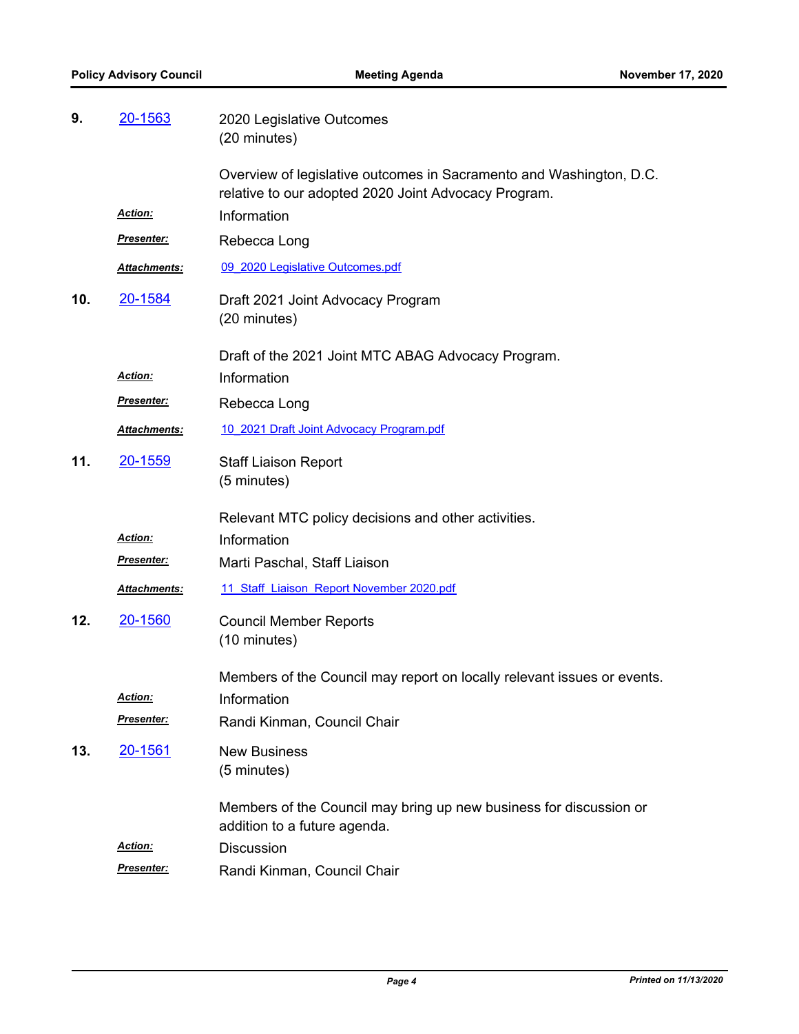**9.** 20-1563 2020 Legislative Outcomes
(20 minutes)

Overview of legislative outcomes in Sacramento and Washington, D.C. relative to our adopted 2020 Joint Advocacy Program.

***Action:*** Information

***Presenter:*** Rebecca Long

***Attachments:*** 09_2020 Legislative Outcomes.pdf

**10.** 20-1584 Draft 2021 Joint Advocacy Program
(20 minutes)

Draft of the 2021 Joint MTC ABAG Advocacy Program.

***Action:*** Information

***Presenter:*** Rebecca Long

***Attachments:*** 10_2021 Draft Joint Advocacy Program.pdf

**11.** 20-1559 Staff Liaison Report
(5 minutes)

Relevant MTC policy decisions and other activities.

***Action:*** Information

***Presenter:*** Marti Paschal, Staff Liaison

***Attachments:*** 11_Staff_Liaison_Report November 2020.pdf

**12.** 20-1560 Council Member Reports
(10 minutes)

Members of the Council may report on locally relevant issues or events.

***Action:*** Information

***Presenter:*** Randi Kinman, Council Chair

**13.** 20-1561 New Business
(5 minutes)

Members of the Council may bring up new business for discussion or addition to a future agenda.

***Action:*** Discussion

***Presenter:*** Randi Kinman, Council Chair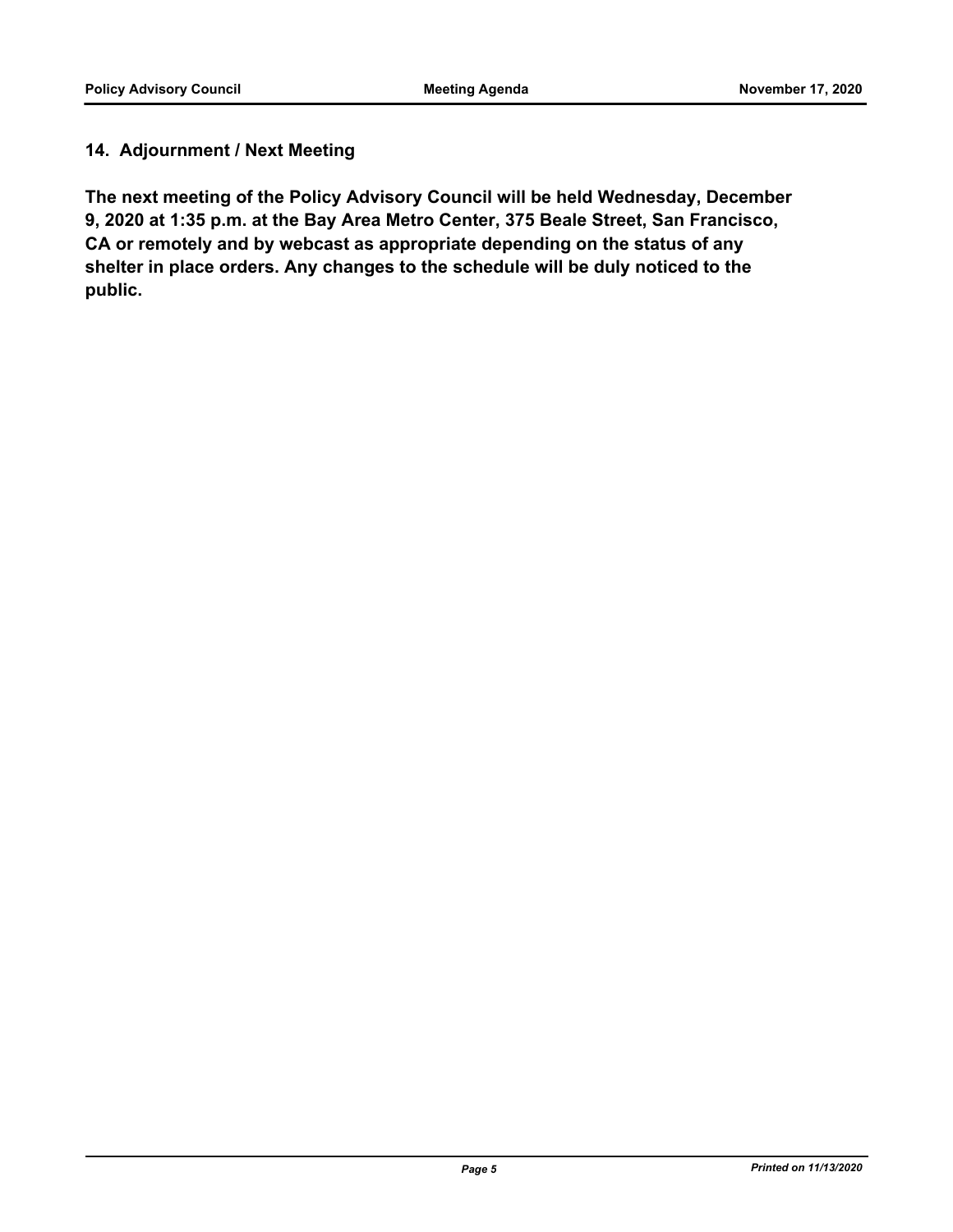## 14. Adjournment / Next Meeting

**The next meeting of the Policy Advisory Council will be held Wednesday, December 9, 2020 at 1:35 p.m. at the Bay Area Metro Center, 375 Beale Street, San Francisco, CA or remotely and by webcast as appropriate depending on the status of any shelter in place orders. Any changes to the schedule will be duly noticed to the public.**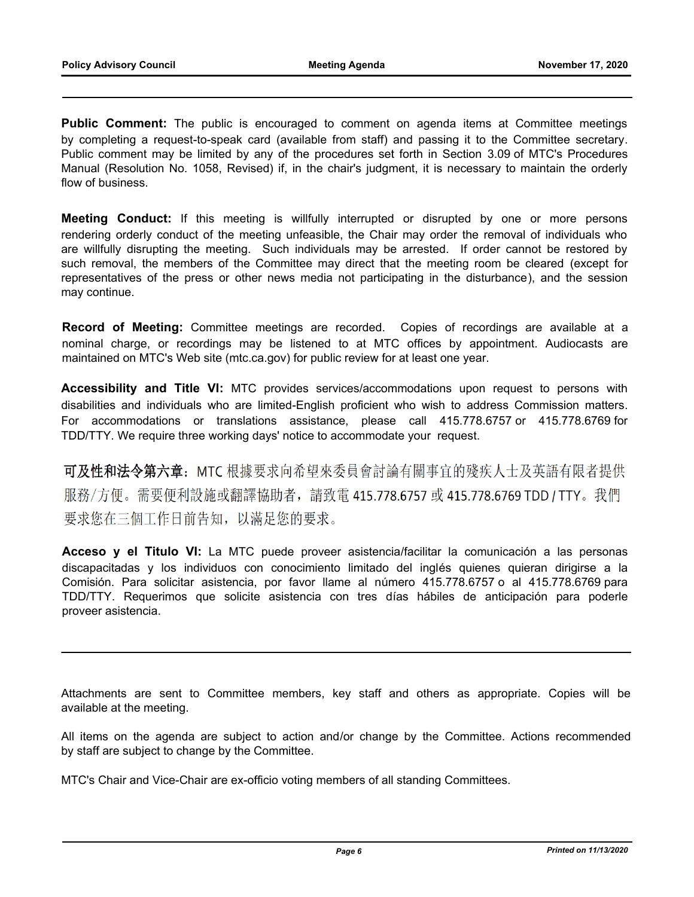**Public Comment:** The public is encouraged to comment on agenda items at Committee meetings by completing a request-to-speak card (available from staff) and passing it to the Committee secretary. Public comment may be limited by any of the procedures set forth in Section 3.09 of MTC's Procedures Manual (Resolution No. 1058, Revised) if, in the chair's judgment, it is necessary to maintain the orderly flow of business.

**Meeting Conduct:** If this meeting is willfully interrupted or disrupted by one or more persons rendering orderly conduct of the meeting unfeasible, the Chair may order the removal of individuals who are willfully disrupting the meeting. Such individuals may be arrested. If order cannot be restored by such removal, the members of the Committee may direct that the meeting room be cleared (except for representatives of the press or other news media not participating in the disturbance), and the session may continue.

**Record of Meeting:** Committee meetings are recorded. Copies of recordings are available at a nominal charge, or recordings may be listened to at MTC offices by appointment. Audiocasts are maintained on MTC's Web site (mtc.ca.gov) for public review for at least one year.

**Accessibility and Title VI:** MTC provides services/accommodations upon request to persons with disabilities and individuals who are limited-English proficient who wish to address Commission matters. For accommodations or translations assistance, please call 415.778.6757 or 415.778.6769 for TDD/TTY. We require three working days' notice to accommodate your request.

**可及性和法令第六章**：MTC 根據要求向希望來委員會討論有關事宜的殘疾人士及英語有限者提供服務/方便。需要便利設施或翻譯協助者，請致電 415.778.6757 或 415.778.6769 TDD / TTY。我們要求您在三個工作日前告知，以滿足您的要求。

**Acceso y el Titulo VI:** La MTC puede proveer asistencia/facilitar la comunicación a las personas discapacitadas y los individuos con conocimiento limitado del inglés quienes quieran dirigirse a la Comisión. Para solicitar asistencia, por favor llame al número 415.778.6757 o al 415.778.6769 para TDD/TTY. Requerimos que solicite asistencia con tres días hábiles de anticipación para poderle proveer asistencia.

---

Attachments are sent to Committee members, key staff and others as appropriate. Copies will be available at the meeting.

All items on the agenda are subject to action and/or change by the Committee. Actions recommended by staff are subject to change by the Committee.

MTC's Chair and Vice-Chair are ex-officio voting members of all standing Committees.